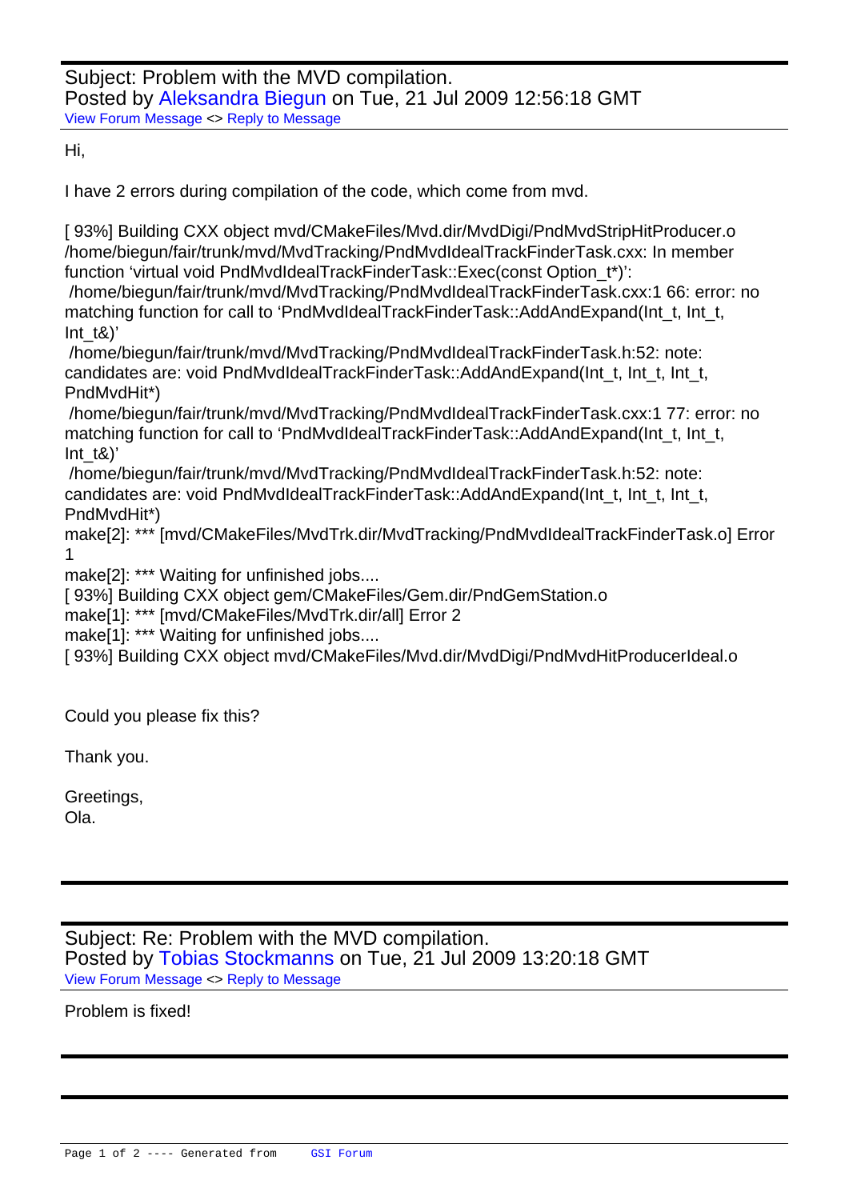Subject: Problem with the MVD compilation.
Posted by Aleksandra Biegun on Tue, 21 Jul 2009 12:56:18 GMT
View Forum Message <> Reply to Message

Hi,

I have 2 errors during compilation of the code, which come from mvd.

```
[ 93%] Building CXX object mvd/CMakeFiles/Mvd.dir/MvdDigi/PndMvdStripHitProducer.o
/home/biegun/fair/trunk/mvd/MvdTracking/PndMvdIdealTrackFinderTask.cxx: In member function 'virtual void PndMvdIdealTrackFinderTask::Exec(const Option_t*)':
 /home/biegun/fair/trunk/mvd/MvdTracking/PndMvdIdealTrackFinderTask.cxx:1 66: error: no matching function for call to 'PndMvdIdealTrackFinderTask::AddAndExpand(Int_t, Int_t, Int_t&)'
 /home/biegun/fair/trunk/mvd/MvdTracking/PndMvdIdealTrackFinderTask.h:52: note: candidates are: void PndMvdIdealTrackFinderTask::AddAndExpand(Int_t, Int_t, Int_t, PndMvdHit*)
 /home/biegun/fair/trunk/mvd/MvdTracking/PndMvdIdealTrackFinderTask.cxx:1 77: error: no matching function for call to 'PndMvdIdealTrackFinderTask::AddAndExpand(Int_t, Int_t, Int_t&)'
 /home/biegun/fair/trunk/mvd/MvdTracking/PndMvdIdealTrackFinderTask.h:52: note: candidates are: void PndMvdIdealTrackFinderTask::AddAndExpand(Int_t, Int_t, Int_t, PndMvdHit*)
make[2]: *** [mvd/CMakeFiles/MvdTrk.dir/MvdTracking/PndMvdIdealTrackFinderTask.o] Error 1
make[2]: *** Waiting for unfinished jobs....
[ 93%] Building CXX object gem/CMakeFiles/Gem.dir/PndGemStation.o
make[1]: *** [mvd/CMakeFiles/MvdTrk.dir/all] Error 2
make[1]: *** Waiting for unfinished jobs....
[ 93%] Building CXX object mvd/CMakeFiles/Mvd.dir/MvdDigi/PndMvdHitProducerIdeal.o
```

Could you please fix this?

Thank you.

Greetings,
Ola.

---

Subject: Re: Problem with the MVD compilation.
Posted by Tobias Stockmanns on Tue, 21 Jul 2009 13:20:18 GMT
View Forum Message <> Reply to Message

Problem is fixed!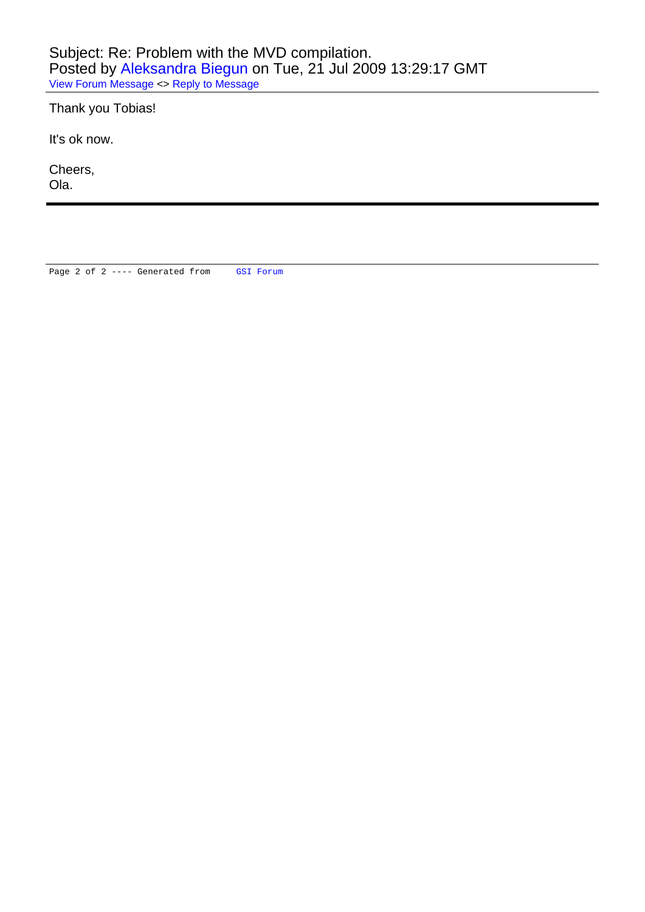Subject: Re: Problem with the MVD compilation.
Posted by Aleksandra Biegun on Tue, 21 Jul 2009 13:29:17 GMT
View Forum Message <> Reply to Message

Thank you Tobias!

It's ok now.

Cheers,
Ola.